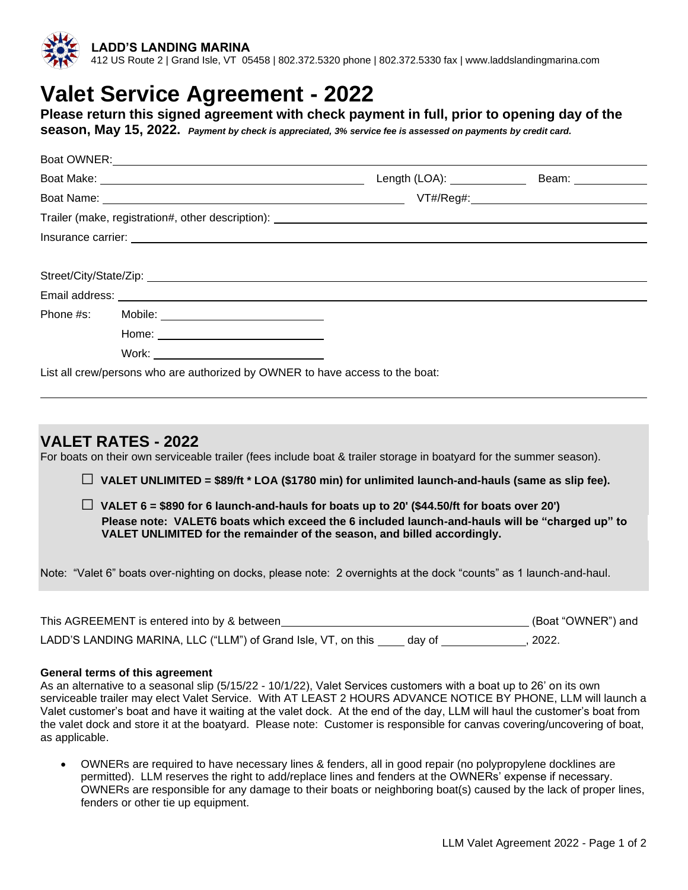**LADD'S LANDING MARINA**
412 US Route 2 | Grand Isle, VT 05458 | 802.372.5320 phone | 802.372.5330 fax | www.laddslandingmarina.com

# Valet Service Agreement - 2022

**Please return this signed agreement with check payment in full, prior to opening day of the season, May 15, 2022.** ***Payment by check is appreciated, 3% service fee is assessed on payments by credit card.***

Boat OWNER: ______________________________

Boat Make: ______________________ Length (LOA): __________ Beam: __________

Boat Name: ______________________ VT#/Reg#: ______________________

Trailer (make, registration#, other description): ______________________________

Insurance carrier: ______________________________

Street/City/State/Zip: ______________________________

Email address: ______________________________

Phone #s: Mobile: ______________________

Home: ______________________

Work: ______________________

List all crew/persons who are authorized by OWNER to have access to the boat:

______________________________

## VALET RATES - 2022

For boats on their own serviceable trailer (fees include boat & trailer storage in boatyard for the summer season).

☐ **VALET UNLIMITED = $89/ft * LOA ($1780 min) for unlimited launch-and-hauls (same as slip fee).**

☐ **VALET 6 = $890 for 6 launch-and-hauls for boats up to 20' ($44.50/ft for boats over 20')**
**Please note: VALET6 boats which exceed the 6 included launch-and-hauls will be "charged up" to VALET UNLIMITED for the remainder of the season, and billed accordingly.**

Note: "Valet 6" boats over-nighting on docks, please note: 2 overnights at the dock "counts" as 1 launch-and-haul.

This AGREEMENT is entered into by & between ______________________________ (Boat "OWNER") and LADD'S LANDING MARINA, LLC ("LLM") of Grand Isle, VT, on this ____ day of __________, 2022.

**General terms of this agreement**

As an alternative to a seasonal slip (5/15/22 - 10/1/22), Valet Services customers with a boat up to 26' on its own serviceable trailer may elect Valet Service. With AT LEAST 2 HOURS ADVANCE NOTICE BY PHONE, LLM will launch a Valet customer's boat and have it waiting at the valet dock. At the end of the day, LLM will haul the customer's boat from the valet dock and store it at the boatyard. Please note: Customer is responsible for canvas covering/uncovering of boat, as applicable.

- OWNERs are required to have necessary lines & fenders, all in good repair (no polypropylene docklines are permitted). LLM reserves the right to add/replace lines and fenders at the OWNERs' expense if necessary. OWNERs are responsible for any damage to their boats or neighboring boat(s) caused by the lack of proper lines, fenders or other tie up equipment.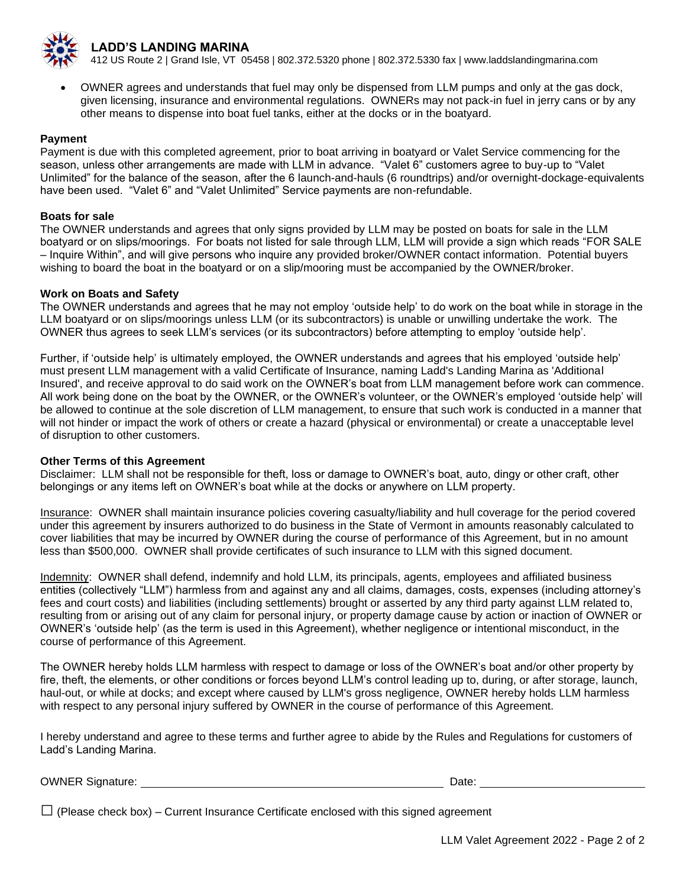**LADD'S LANDING MARINA**

412 US Route 2 | Grand Isle, VT 05458 | 802.372.5320 phone | 802.372.5330 fax | www.laddslandingmarina.com

- OWNER agrees and understands that fuel may only be dispensed from LLM pumps and only at the gas dock, given licensing, insurance and environmental regulations. OWNERs may not pack-in fuel in jerry cans or by any other means to dispense into boat fuel tanks, either at the docks or in the boatyard.

**Payment**

Payment is due with this completed agreement, prior to boat arriving in boatyard or Valet Service commencing for the season, unless other arrangements are made with LLM in advance. "Valet 6" customers agree to buy-up to "Valet Unlimited" for the balance of the season, after the 6 launch-and-hauls (6 roundtrips) and/or overnight-dockage-equivalents have been used. "Valet 6" and "Valet Unlimited" Service payments are non-refundable.

**Boats for sale**

The OWNER understands and agrees that only signs provided by LLM may be posted on boats for sale in the LLM boatyard or on slips/moorings. For boats not listed for sale through LLM, LLM will provide a sign which reads "FOR SALE – Inquire Within", and will give persons who inquire any provided broker/OWNER contact information. Potential buyers wishing to board the boat in the boatyard or on a slip/mooring must be accompanied by the OWNER/broker.

**Work on Boats and Safety**

The OWNER understands and agrees that he may not employ 'outside help' to do work on the boat while in storage in the LLM boatyard or on slips/moorings unless LLM (or its subcontractors) is unable or unwilling undertake the work. The OWNER thus agrees to seek LLM's services (or its subcontractors) before attempting to employ 'outside help'.

Further, if 'outside help' is ultimately employed, the OWNER understands and agrees that his employed 'outside help' must present LLM management with a valid Certificate of Insurance, naming Ladd's Landing Marina as 'Additional Insured', and receive approval to do said work on the OWNER's boat from LLM management before work can commence. All work being done on the boat by the OWNER, or the OWNER's volunteer, or the OWNER's employed 'outside help' will be allowed to continue at the sole discretion of LLM management, to ensure that such work is conducted in a manner that will not hinder or impact the work of others or create a hazard (physical or environmental) or create a unacceptable level of disruption to other customers.

**Other Terms of this Agreement**

Disclaimer: LLM shall not be responsible for theft, loss or damage to OWNER's boat, auto, dingy or other craft, other belongings or any items left on OWNER's boat while at the docks or anywhere on LLM property.

Insurance: OWNER shall maintain insurance policies covering casualty/liability and hull coverage for the period covered under this agreement by insurers authorized to do business in the State of Vermont in amounts reasonably calculated to cover liabilities that may be incurred by OWNER during the course of performance of this Agreement, but in no amount less than $500,000. OWNER shall provide certificates of such insurance to LLM with this signed document.

Indemnity: OWNER shall defend, indemnify and hold LLM, its principals, agents, employees and affiliated business entities (collectively "LLM") harmless from and against any and all claims, damages, costs, expenses (including attorney's fees and court costs) and liabilities (including settlements) brought or asserted by any third party against LLM related to, resulting from or arising out of any claim for personal injury, or property damage cause by action or inaction of OWNER or OWNER's 'outside help' (as the term is used in this Agreement), whether negligence or intentional misconduct, in the course of performance of this Agreement.

The OWNER hereby holds LLM harmless with respect to damage or loss of the OWNER's boat and/or other property by fire, theft, the elements, or other conditions or forces beyond LLM's control leading up to, during, or after storage, launch, haul-out, or while at docks; and except where caused by LLM's gross negligence, OWNER hereby holds LLM harmless with respect to any personal injury suffered by OWNER in the course of performance of this Agreement.

I hereby understand and agree to these terms and further agree to abide by the Rules and Regulations for customers of Ladd's Landing Marina.

OWNER Signature: ______________________________ Date: ____________________

☐ (Please check box) – Current Insurance Certificate enclosed with this signed agreement